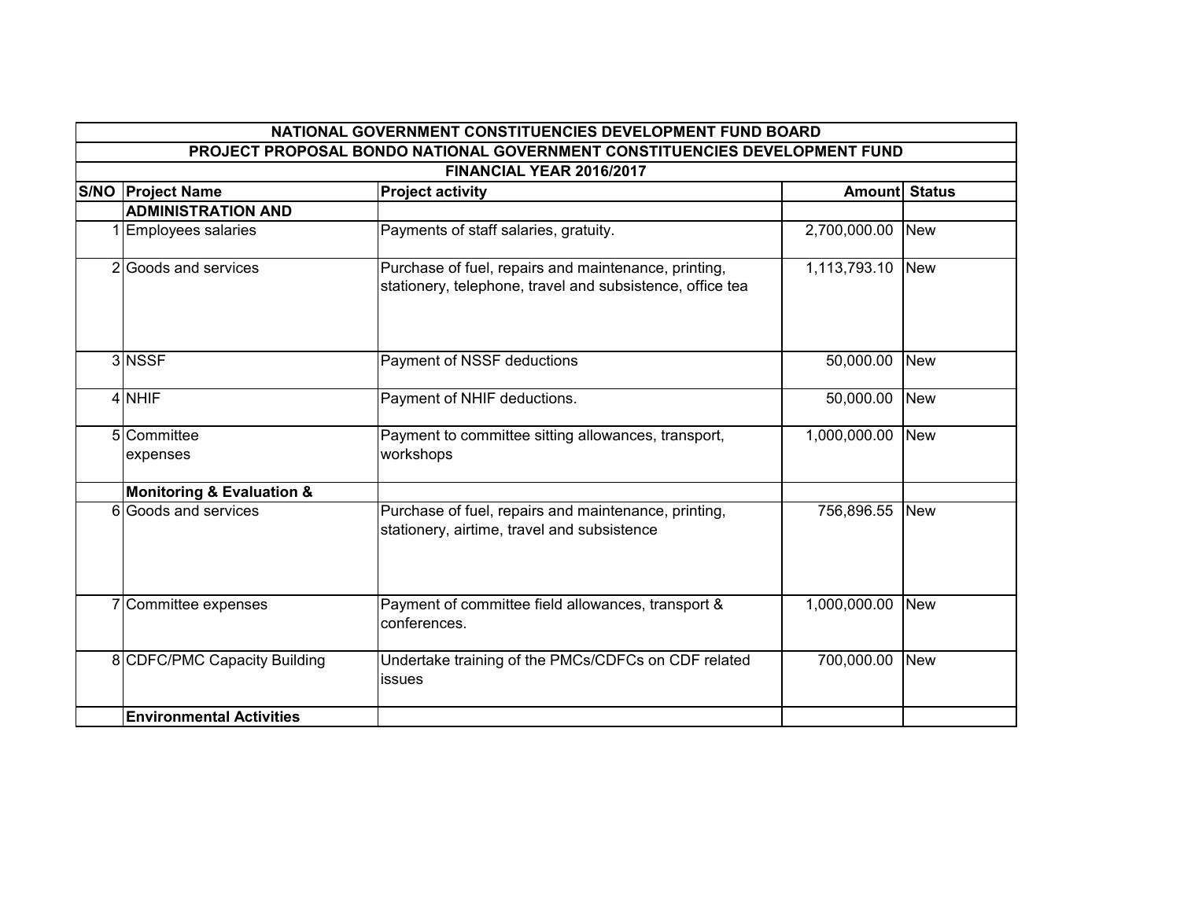| NATIONAL GOVERNMENT CONSTITUENCIES DEVELOPMENT FUND BOARD | | | | |
|---|---|---|---|---|
| PROJECT PROPOSAL BONDO NATIONAL GOVERNMENT CONSTITUENCIES DEVELOPMENT FUND | | | | |
| FINANCIAL YEAR 2016/2017 | | | | |
| **S/NO** | **Project Name** | **Project activity** | **Amount** | **Status** |
| | **ADMINISTRATION AND** | | | |
| 1 | Employees salaries | Payments of staff salaries, gratuity. | 2,700,000.00 | New |
| 2 | Goods and services | Purchase of fuel, repairs and maintenance, printing, stationery, telephone, travel and subsistence, office tea | 1,113,793.10 | New |
| 3 | NSSF | Payment of NSSF deductions | 50,000.00 | New |
| 4 | NHIF | Payment of NHIF deductions. | 50,000.00 | New |
| 5 | Committee expenses | Payment to committee sitting allowances, transport, workshops | 1,000,000.00 | New |
| | **Monitoring & Evaluation &** | | | |
| 6 | Goods and services | Purchase of fuel, repairs and maintenance, printing, stationery, airtime, travel and subsistence | 756,896.55 | New |
| 7 | Committee expenses | Payment of committee field allowances, transport & conferences. | 1,000,000.00 | New |
| 8 | CDFC/PMC Capacity Building | Undertake training of the PMCs/CDFCs on CDF related issues | 700,000.00 | New |
| | **Environmental Activities** | | | |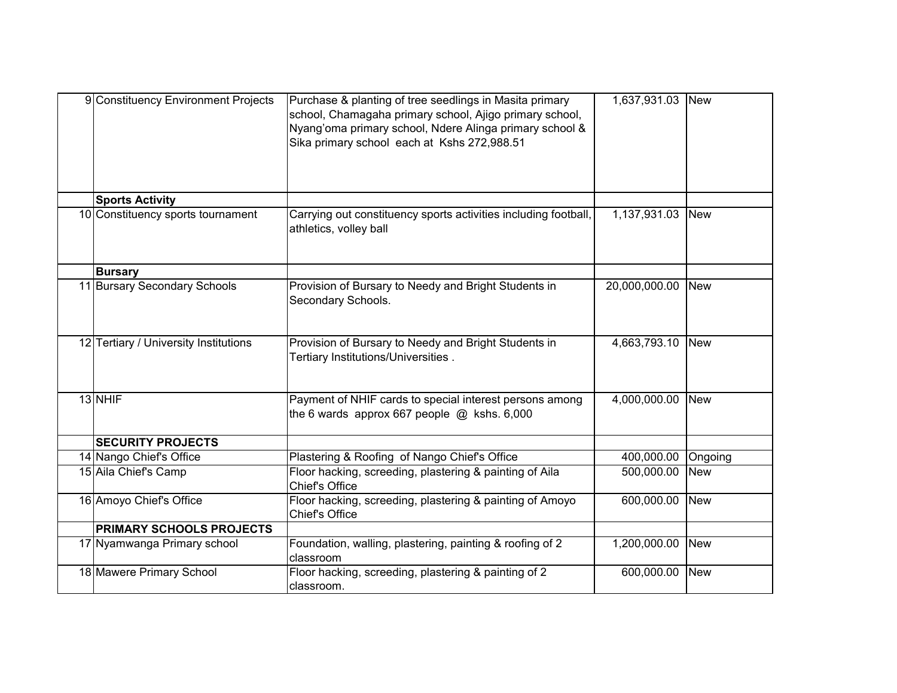| | | | | |
|---|---|---|---|---|
| 9 | Constituency Environment Projects | Purchase & planting of tree seedlings in Masita primary school, Chamagaha primary school, Ajigo primary school, Nyang'oma primary school, Ndere Alinga primary school & Sika primary school each at Kshs 272,988.51 | 1,637,931.03 | New |
| | **Sports Activity** | | | |
| 10 | Constituency sports tournament | Carrying out constituency sports activities including football, athletics, volley ball | 1,137,931.03 | New |
| | **Bursary** | | | |
| 11 | Bursary Secondary Schools | Provision of Bursary to Needy and Bright Students in Secondary Schools. | 20,000,000.00 | New |
| 12 | Tertiary / University Institutions | Provision of Bursary to Needy and Bright Students in Tertiary Institutions/Universities . | 4,663,793.10 | New |
| 13 | NHIF | Payment of NHIF cards to special interest persons among the 6 wards approx 667 people @ kshs. 6,000 | 4,000,000.00 | New |
| | **SECURITY PROJECTS** | | | |
| 14 | Nango Chief's Office | Plastering & Roofing of Nango Chief's Office | 400,000.00 | Ongoing |
| 15 | Aila Chief's Camp | Floor hacking, screeding, plastering & painting of Aila Chief's Office | 500,000.00 | New |
| 16 | Amoyo Chief's Office | Floor hacking, screeding, plastering & painting of Amoyo Chief's Office | 600,000.00 | New |
| | **PRIMARY SCHOOLS PROJECTS** | | | |
| 17 | Nyamwanga Primary school | Foundation, walling, plastering, painting & roofing of 2 classroom | 1,200,000.00 | New |
| 18 | Mawere Primary School | Floor hacking, screeding, plastering & painting of 2 classroom. | 600,000.00 | New |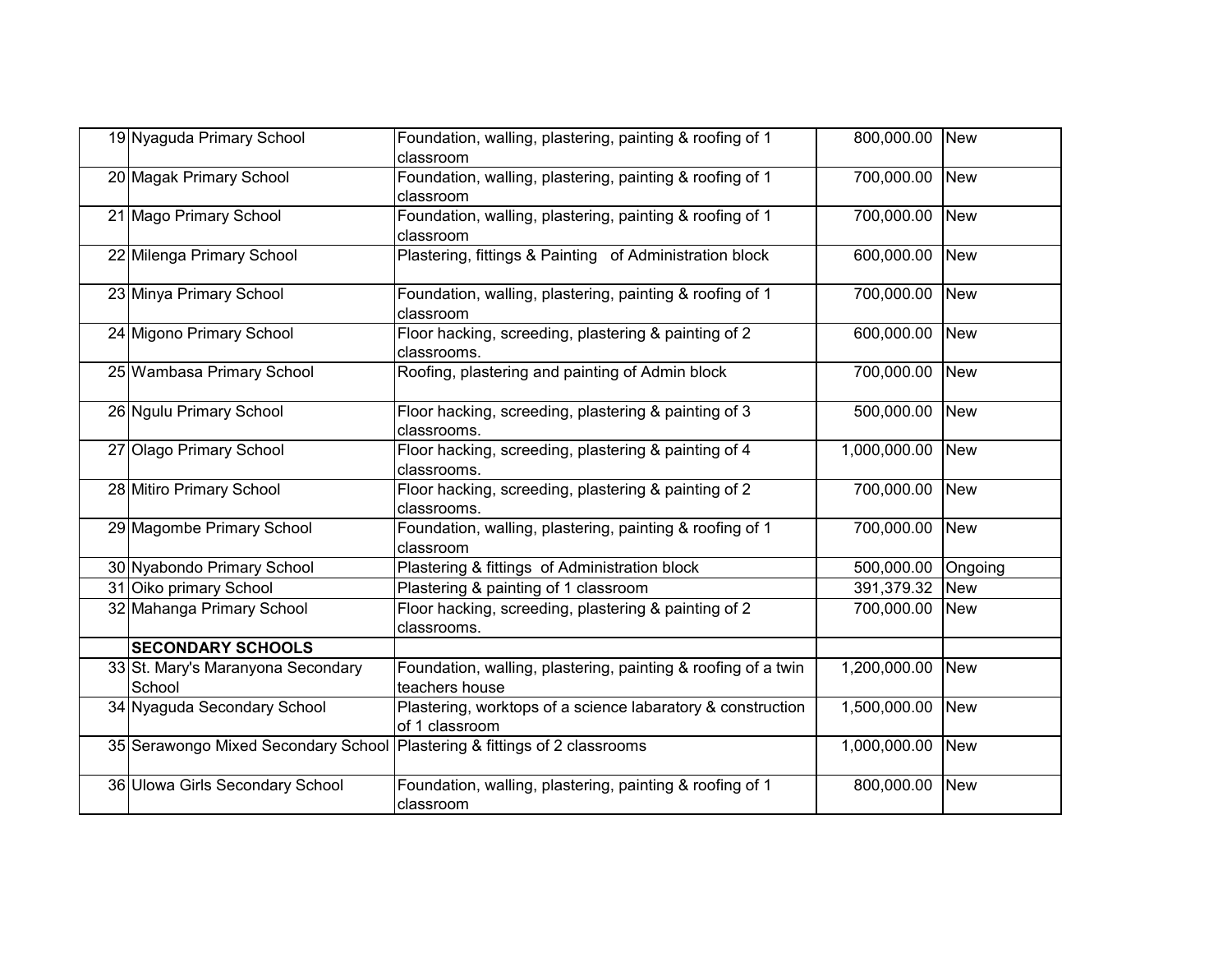| | | | | |
|---|---|---|---|---|
| 19 | Nyaguda Primary School | Foundation, walling, plastering, painting & roofing of 1 classroom | 800,000.00 | New |
| 20 | Magak Primary School | Foundation, walling, plastering, painting & roofing of 1 classroom | 700,000.00 | New |
| 21 | Mago Primary School | Foundation, walling, plastering, painting & roofing of 1 classroom | 700,000.00 | New |
| 22 | Milenga Primary School | Plastering, fittings & Painting of Administration block | 600,000.00 | New |
| 23 | Minya Primary School | Foundation, walling, plastering, painting & roofing of 1 classroom | 700,000.00 | New |
| 24 | Migono Primary School | Floor hacking, screeding, plastering & painting of 2 classrooms. | 600,000.00 | New |
| 25 | Wambasa Primary School | Roofing, plastering and painting of Admin block | 700,000.00 | New |
| 26 | Ngulu Primary School | Floor hacking, screeding, plastering & painting of 3 classrooms. | 500,000.00 | New |
| 27 | Olago Primary School | Floor hacking, screeding, plastering & painting of 4 classrooms. | 1,000,000.00 | New |
| 28 | Mitiro Primary School | Floor hacking, screeding, plastering & painting of 2 classrooms. | 700,000.00 | New |
| 29 | Magombe Primary School | Foundation, walling, plastering, painting & roofing of 1 classroom | 700,000.00 | New |
| 30 | Nyabondo Primary School | Plastering & fittings of Administration block | 500,000.00 | Ongoing |
| 31 | Oiko primary School | Plastering & painting of 1 classroom | 391,379.32 | New |
| 32 | Mahanga Primary School | Floor hacking, screeding, plastering & painting of 2 classrooms. | 700,000.00 | New |
| | **SECONDARY SCHOOLS** | | | |
| 33 | St. Mary's Maranyona Secondary School | Foundation, walling, plastering, painting & roofing of a twin teachers house | 1,200,000.00 | New |
| 34 | Nyaguda Secondary School | Plastering, worktops of a science labaratory & construction of 1 classroom | 1,500,000.00 | New |
| 35 | Serawongo Mixed Secondary School | Plastering & fittings of 2 classrooms | 1,000,000.00 | New |
| 36 | Ulowa Girls Secondary School | Foundation, walling, plastering, painting & roofing of 1 classroom | 800,000.00 | New |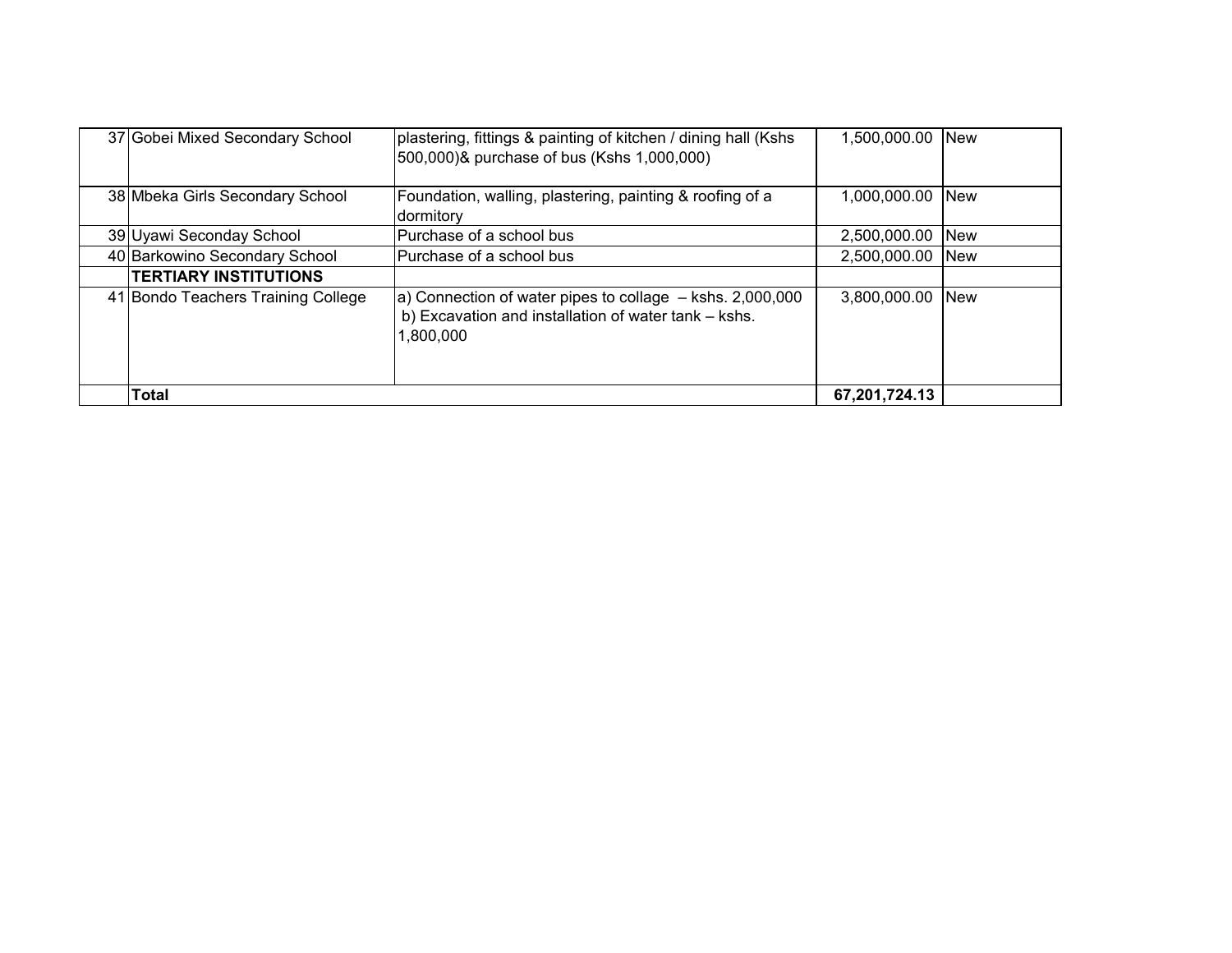| | | | | |
|---|---|---|---|---|
| 37 | Gobei Mixed Secondary School | plastering, fittings & painting of kitchen / dining hall (Kshs 500,000)& purchase of bus (Kshs 1,000,000) | 1,500,000.00 | New |
| 38 | Mbeka Girls Secondary School | Foundation, walling, plastering, painting & roofing of a dormitory | 1,000,000.00 | New |
| 39 | Uyawi Seconday School | Purchase of a school bus | 2,500,000.00 | New |
| 40 | Barkowino Secondary School | Purchase of a school bus | 2,500,000.00 | New |
| | **TERTIARY INSTITUTIONS** | | | |
| 41 | Bondo Teachers Training College | a) Connection of water pipes to collage – kshs. 2,000,000 b) Excavation and installation of water tank – kshs. 1,800,000 | 3,800,000.00 | New |
| | **Total** | | **67,201,724.13** | |